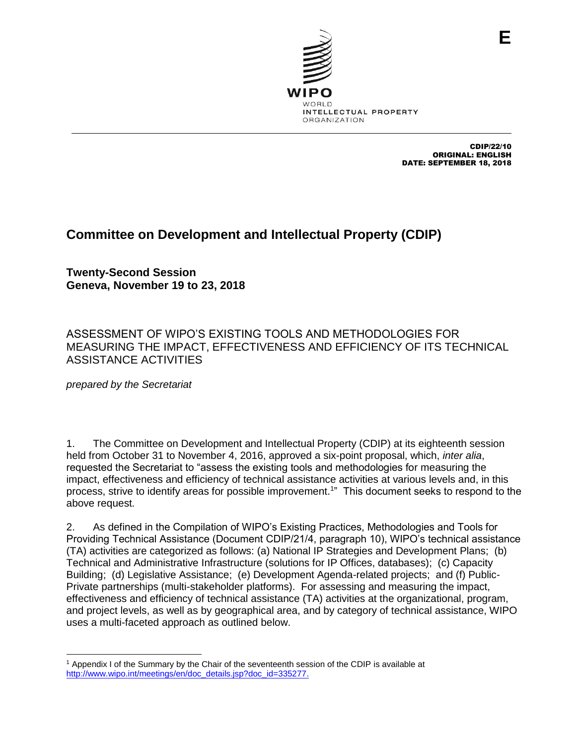E

WIPO
WORLD
INTELLECTUAL PROPERTY
ORGANIZATION

CDIP/22/10
ORIGINAL: ENGLISH
DATE: SEPTEMBER 18, 2018

# Committee on Development and Intellectual Property (CDIP)

**Twenty-Second Session**
**Geneva, November 19 to 23, 2018**

## ASSESSMENT OF WIPO'S EXISTING TOOLS AND METHODOLOGIES FOR MEASURING THE IMPACT, EFFECTIVENESS AND EFFICIENCY OF ITS TECHNICAL ASSISTANCE ACTIVITIES

*prepared by the Secretariat*

1. The Committee on Development and Intellectual Property (CDIP) at its eighteenth session held from October 31 to November 4, 2016, approved a six-point proposal, which, *inter alia*, requested the Secretariat to "assess the existing tools and methodologies for measuring the impact, effectiveness and efficiency of technical assistance activities at various levels and, in this process, strive to identify areas for possible improvement.[1]" This document seeks to respond to the above request.

2. As defined in the Compilation of WIPO's Existing Practices, Methodologies and Tools for Providing Technical Assistance (Document CDIP/21/4, paragraph 10), WIPO's technical assistance (TA) activities are categorized as follows: (a) National IP Strategies and Development Plans; (b) Technical and Administrative Infrastructure (solutions for IP Offices, databases); (c) Capacity Building; (d) Legislative Assistance; (e) Development Agenda-related projects; and (f) Public-Private partnerships (multi-stakeholder platforms). For assessing and measuring the impact, effectiveness and efficiency of technical assistance (TA) activities at the organizational, program, and project levels, as well as by geographical area, and by category of technical assistance, WIPO uses a multi-faceted approach as outlined below.

[1] Appendix I of the Summary by the Chair of the seventeenth session of the CDIP is available at http://www.wipo.int/meetings/en/doc_details.jsp?doc_id=335277.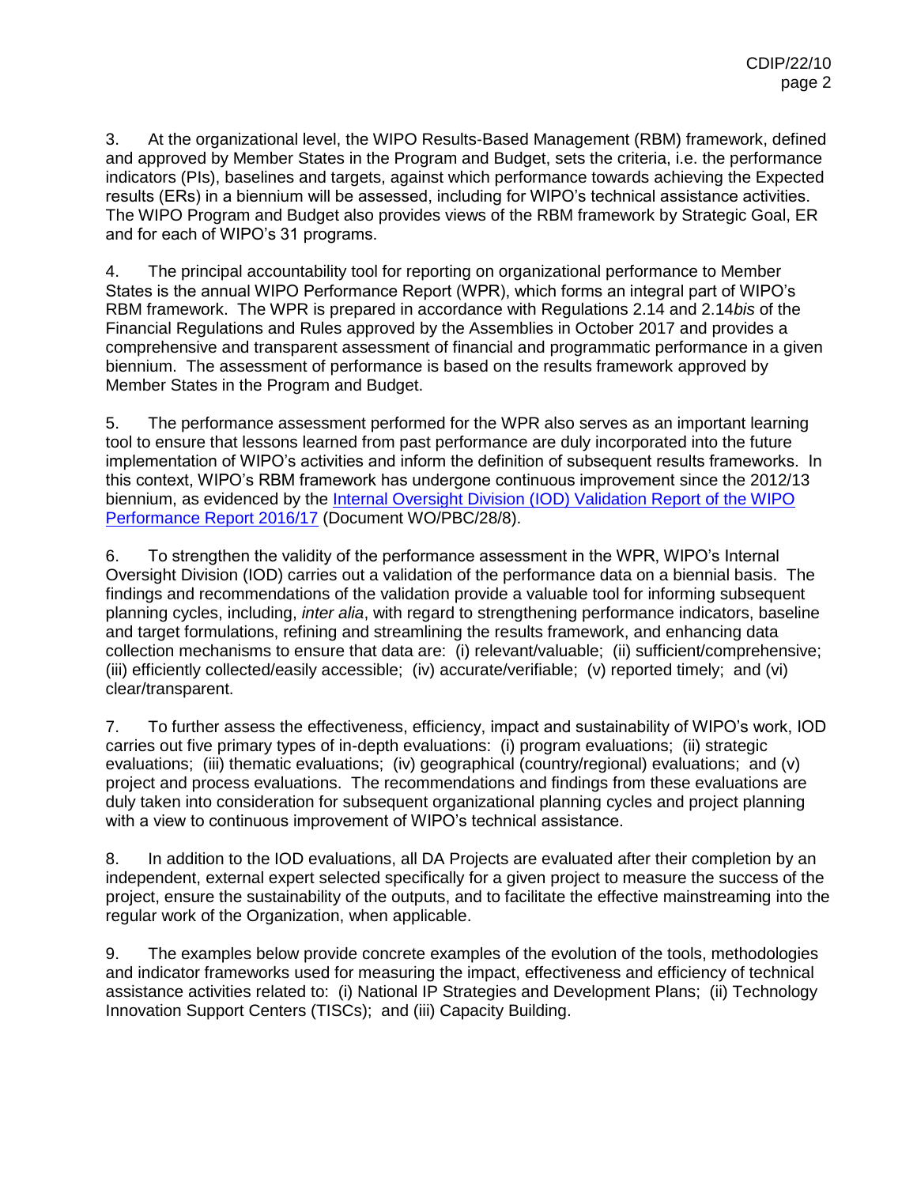3. At the organizational level, the WIPO Results-Based Management (RBM) framework, defined and approved by Member States in the Program and Budget, sets the criteria, i.e. the performance indicators (PIs), baselines and targets, against which performance towards achieving the Expected results (ERs) in a biennium will be assessed, including for WIPO's technical assistance activities. The WIPO Program and Budget also provides views of the RBM framework by Strategic Goal, ER and for each of WIPO's 31 programs.

4. The principal accountability tool for reporting on organizational performance to Member States is the annual WIPO Performance Report (WPR), which forms an integral part of WIPO's RBM framework. The WPR is prepared in accordance with Regulations 2.14 and 2.14*bis* of the Financial Regulations and Rules approved by the Assemblies in October 2017 and provides a comprehensive and transparent assessment of financial and programmatic performance in a given biennium. The assessment of performance is based on the results framework approved by Member States in the Program and Budget.

5. The performance assessment performed for the WPR also serves as an important learning tool to ensure that lessons learned from past performance are duly incorporated into the future implementation of WIPO's activities and inform the definition of subsequent results frameworks. In this context, WIPO's RBM framework has undergone continuous improvement since the 2012/13 biennium, as evidenced by the Internal Oversight Division (IOD) Validation Report of the WIPO Performance Report 2016/17 (Document WO/PBC/28/8).

6. To strengthen the validity of the performance assessment in the WPR, WIPO's Internal Oversight Division (IOD) carries out a validation of the performance data on a biennial basis. The findings and recommendations of the validation provide a valuable tool for informing subsequent planning cycles, including, *inter alia*, with regard to strengthening performance indicators, baseline and target formulations, refining and streamlining the results framework, and enhancing data collection mechanisms to ensure that data are: (i) relevant/valuable; (ii) sufficient/comprehensive; (iii) efficiently collected/easily accessible; (iv) accurate/verifiable; (v) reported timely; and (vi) clear/transparent.

7. To further assess the effectiveness, efficiency, impact and sustainability of WIPO's work, IOD carries out five primary types of in-depth evaluations: (i) program evaluations; (ii) strategic evaluations; (iii) thematic evaluations; (iv) geographical (country/regional) evaluations; and (v) project and process evaluations. The recommendations and findings from these evaluations are duly taken into consideration for subsequent organizational planning cycles and project planning with a view to continuous improvement of WIPO's technical assistance.

8. In addition to the IOD evaluations, all DA Projects are evaluated after their completion by an independent, external expert selected specifically for a given project to measure the success of the project, ensure the sustainability of the outputs, and to facilitate the effective mainstreaming into the regular work of the Organization, when applicable.

9. The examples below provide concrete examples of the evolution of the tools, methodologies and indicator frameworks used for measuring the impact, effectiveness and efficiency of technical assistance activities related to: (i) National IP Strategies and Development Plans; (ii) Technology Innovation Support Centers (TISCs); and (iii) Capacity Building.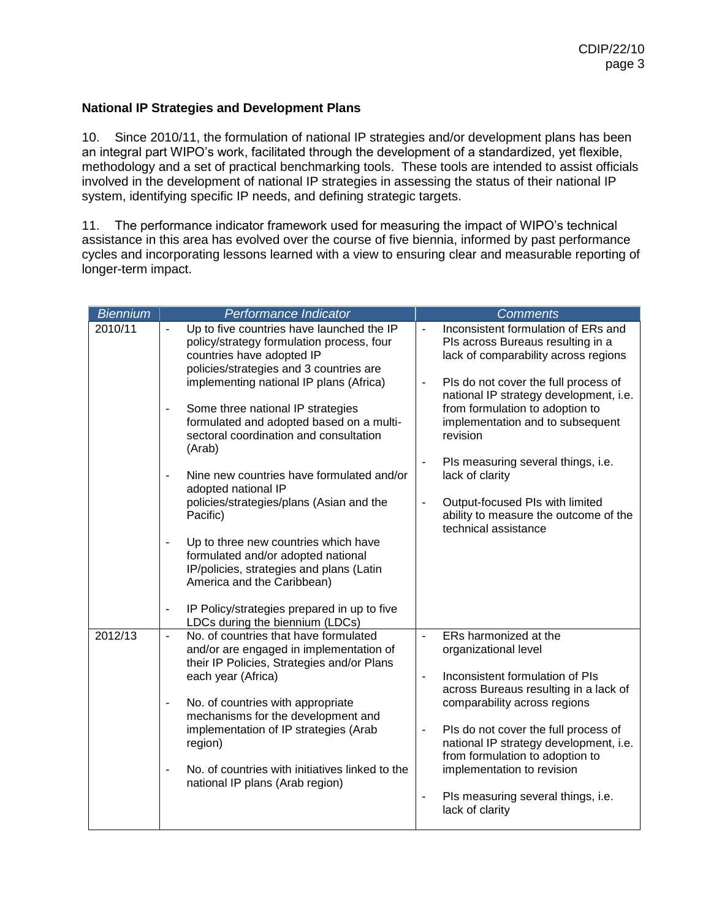### National IP Strategies and Development Plans

10. Since 2010/11, the formulation of national IP strategies and/or development plans has been an integral part WIPO's work, facilitated through the development of a standardized, yet flexible, methodology and a set of practical benchmarking tools. These tools are intended to assist officials involved in the development of national IP strategies in assessing the status of their national IP system, identifying specific IP needs, and defining strategic targets.

11. The performance indicator framework used for measuring the impact of WIPO's technical assistance in this area has evolved over the course of five biennia, informed by past performance cycles and incorporating lessons learned with a view to ensuring clear and measurable reporting of longer-term impact.

| Biennium | Performance Indicator | Comments |
|---|---|---|
| 2010/11 | - Up to five countries have launched the IP policy/strategy formulation process, four countries have adopted IP policies/strategies and 3 countries are implementing national IP plans (Africa)<br><br>- Some three national IP strategies formulated and adopted based on a multi-sectoral coordination and consultation (Arab)<br><br>- Nine new countries have formulated and/or adopted national IP policies/strategies/plans (Asian and the Pacific)<br><br>- Up to three new countries which have formulated and/or adopted national IP/policies, strategies and plans (Latin America and the Caribbean)<br><br>- IP Policy/strategies prepared in up to five LDCs during the biennium (LDCs) | - Inconsistent formulation of ERs and PIs across Bureaus resulting in a lack of comparability across regions<br><br>- PIs do not cover the full process of national IP strategy development, i.e. from formulation to adoption to implementation and to subsequent revision<br><br>- PIs measuring several things, i.e. lack of clarity<br><br>- Output-focused PIs with limited ability to measure the outcome of the technical assistance |
| 2012/13 | - No. of countries that have formulated and/or are engaged in implementation of their IP Policies, Strategies and/or Plans each year (Africa)<br><br>- No. of countries with appropriate mechanisms for the development and implementation of IP strategies (Arab region)<br><br>- No. of countries with initiatives linked to the national IP plans (Arab region) | - ERs harmonized at the organizational level<br><br>- Inconsistent formulation of PIs across Bureaus resulting in a lack of comparability across regions<br><br>- PIs do not cover the full process of national IP strategy development, i.e. from formulation to adoption to implementation to revision<br><br>- PIs measuring several things, i.e. lack of clarity |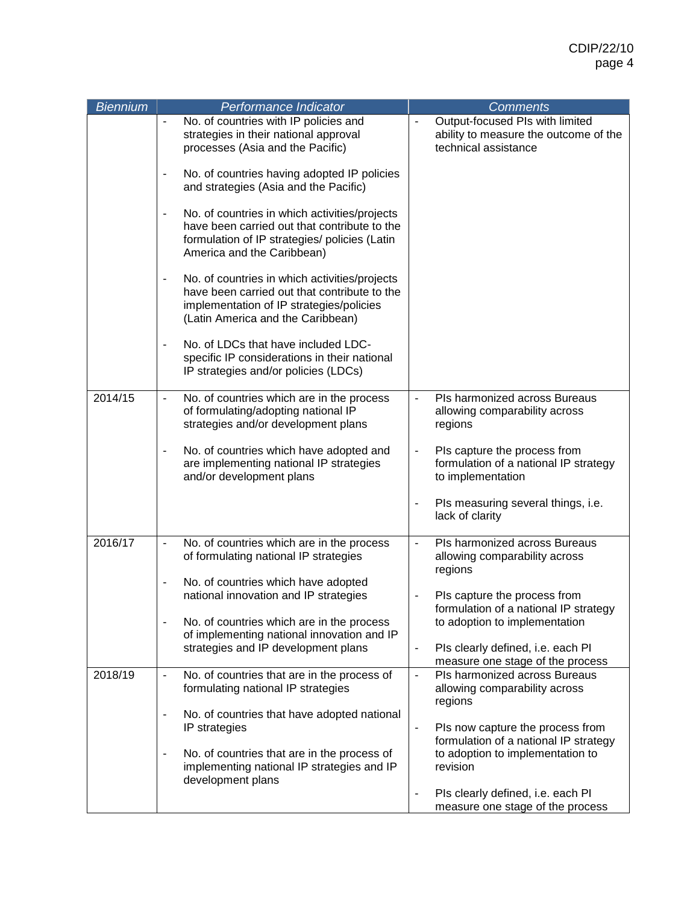| Biennium | Performance Indicator | Comments |
|---|---|---|
| | - No. of countries with IP policies and strategies in their national approval processes (Asia and the Pacific)<br><br>- No. of countries having adopted IP policies and strategies (Asia and the Pacific)<br><br>- No. of countries in which activities/projects have been carried out that contribute to the formulation of IP strategies/ policies (Latin America and the Caribbean)<br><br>- No. of countries in which activities/projects have been carried out that contribute to the implementation of IP strategies/policies (Latin America and the Caribbean)<br><br>- No. of LDCs that have included LDC-specific IP considerations in their national IP strategies and/or policies (LDCs) | - Output-focused PIs with limited ability to measure the outcome of the technical assistance |
| 2014/15 | - No. of countries which are in the process of formulating/adopting national IP strategies and/or development plans<br><br>- No. of countries which have adopted and are implementing national IP strategies and/or development plans | - PIs harmonized across Bureaus allowing comparability across regions<br><br>- PIs capture the process from formulation of a national IP strategy to implementation<br><br>- PIs measuring several things, i.e. lack of clarity |
| 2016/17 | - No. of countries which are in the process of formulating national IP strategies<br><br>- No. of countries which have adopted national innovation and IP strategies<br><br>- No. of countries which are in the process of implementing national innovation and IP strategies and IP development plans | - PIs harmonized across Bureaus allowing comparability across regions<br><br>- PIs capture the process from formulation of a national IP strategy to adoption to implementation<br><br>- PIs clearly defined, i.e. each PI measure one stage of the process |
| 2018/19 | - No. of countries that are in the process of formulating national IP strategies<br><br>- No. of countries that have adopted national IP strategies<br><br>- No. of countries that are in the process of implementing national IP strategies and IP development plans | - PIs harmonized across Bureaus allowing comparability across regions<br><br>- PIs now capture the process from formulation of a national IP strategy to adoption to implementation to revision<br><br>- PIs clearly defined, i.e. each PI measure one stage of the process |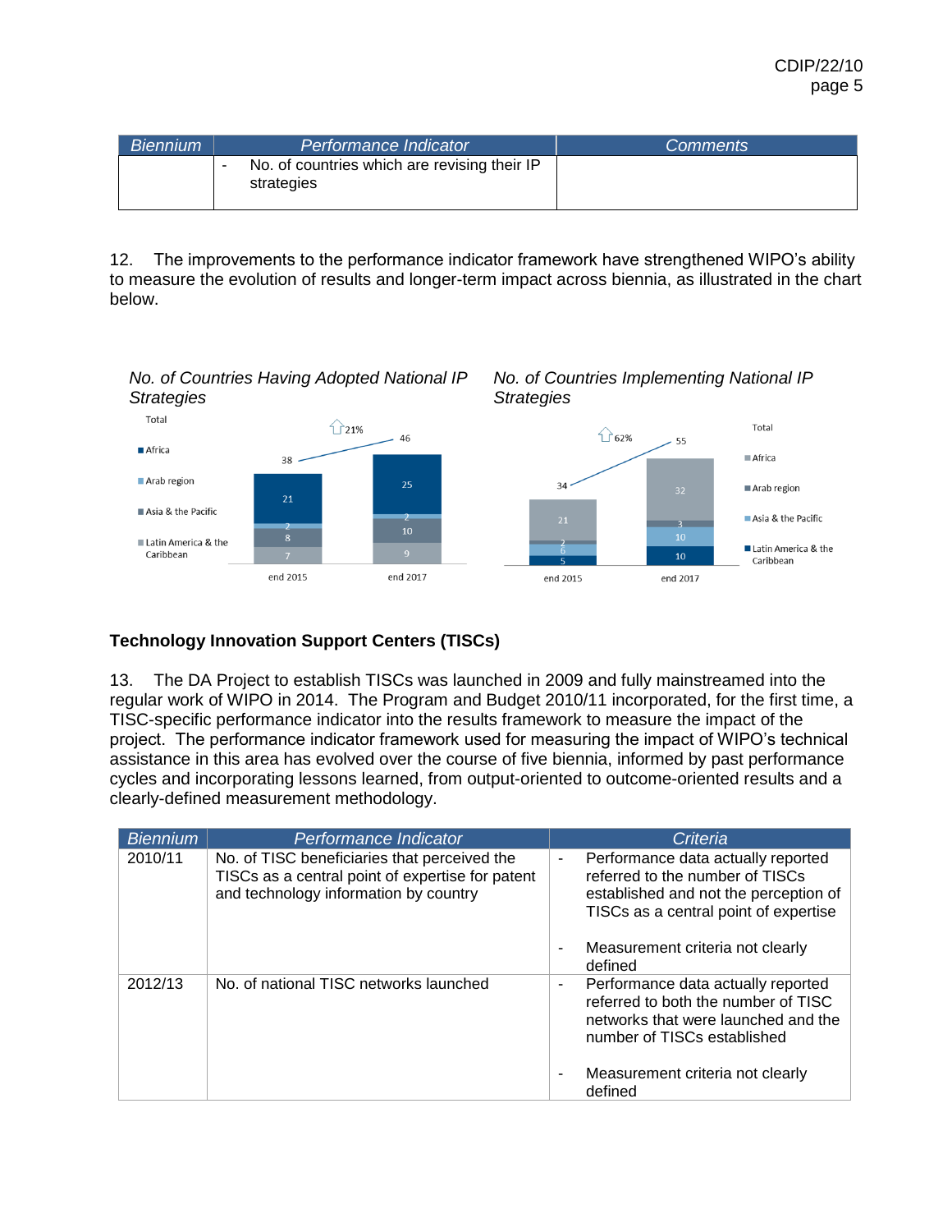| Biennium | Performance Indicator | Comments |
|---|---|---|
| | - No. of countries which are revising their IP strategies | |

12. The improvements to the performance indicator framework have strengthened WIPO's ability to measure the evolution of results and longer-term impact across biennia, as illustrated in the chart below.

*No. of Countries Having Adopted National IP Strategies*

| | end 2015 | end 2017 |
|---|---|---|
| Total | 38 | 46 (↑21%) |
| Africa | 21 | 25 |
| Arab region | 2 | 2 |
| Asia & the Pacific | 8 | 10 |
| Latin America & the Caribbean | 7 | 9 |

*No. of Countries Implementing National IP Strategies*

| | end 2015 | end 2017 |
|---|---|---|
| Total | 34 | 55 (↑62%) |
| Africa | 21 | 32 |
| Arab region | 2 | 3 |
| Asia & the Pacific | 6 | 10 |
| Latin America & the Caribbean | 5 | 10 |

### Technology Innovation Support Centers (TISCs)

13. The DA Project to establish TISCs was launched in 2009 and fully mainstreamed into the regular work of WIPO in 2014. The Program and Budget 2010/11 incorporated, for the first time, a TISC-specific performance indicator into the results framework to measure the impact of the project. The performance indicator framework used for measuring the impact of WIPO's technical assistance in this area has evolved over the course of five biennia, informed by past performance cycles and incorporating lessons learned, from output-oriented to outcome-oriented results and a clearly-defined measurement methodology.

| Biennium | Performance Indicator | Criteria |
|---|---|---|
| 2010/11 | No. of TISC beneficiaries that perceived the TISCs as a central point of expertise for patent and technology information by country | - Performance data actually reported referred to the number of TISCs established and not the perception of TISCs as a central point of expertise<br>- Measurement criteria not clearly defined |
| 2012/13 | No. of national TISC networks launched | - Performance data actually reported referred to both the number of TISC networks that were launched and the number of TISCs established<br>- Measurement criteria not clearly defined |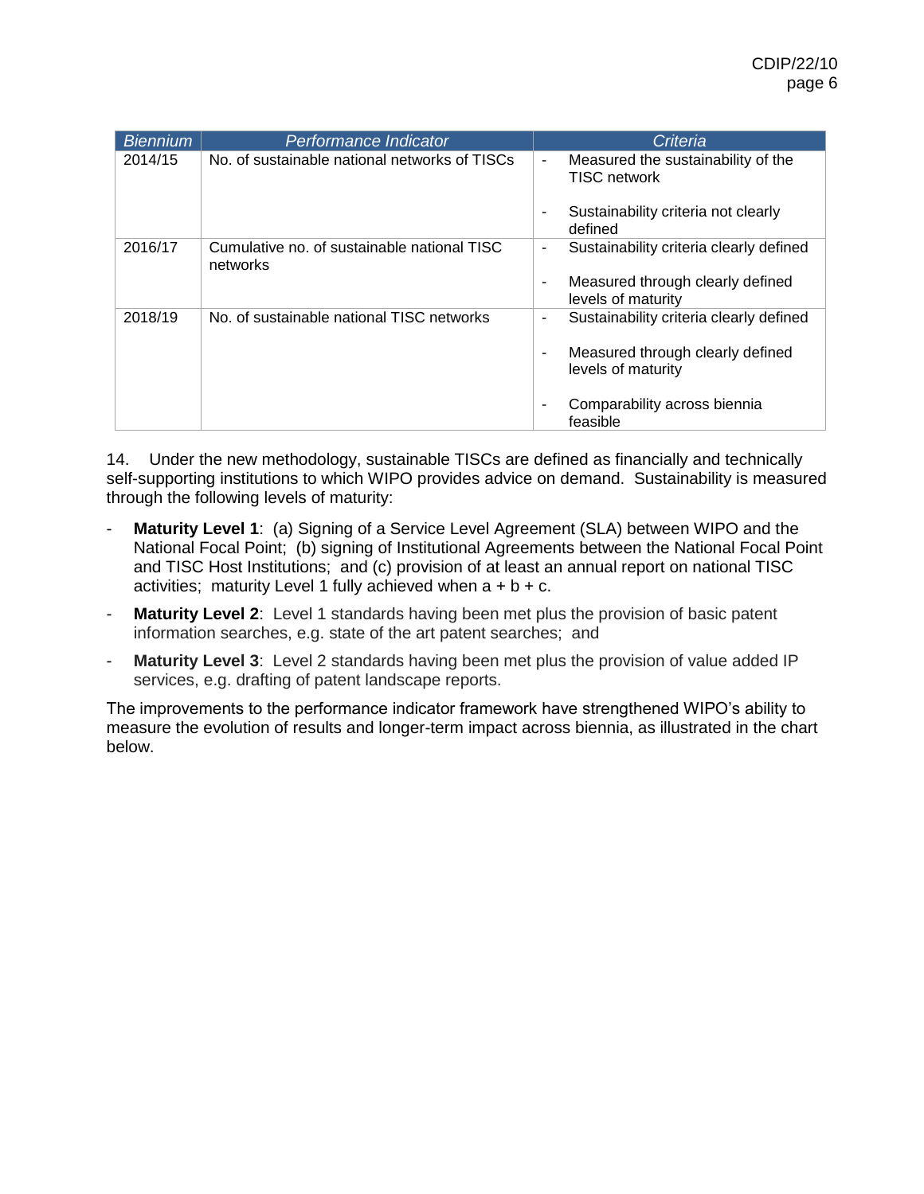| *Biennium* | *Performance Indicator* | *Criteria* |
|---|---|---|
| 2014/15 | No. of sustainable national networks of TISCs | - Measured the sustainability of the TISC network<br>- Sustainability criteria not clearly defined |
| 2016/17 | Cumulative no. of sustainable national TISC networks | - Sustainability criteria clearly defined<br>- Measured through clearly defined levels of maturity |
| 2018/19 | No. of sustainable national TISC networks | - Sustainability criteria clearly defined<br>- Measured through clearly defined levels of maturity<br>- Comparability across biennia feasible |

14. Under the new methodology, sustainable TISCs are defined as financially and technically self-supporting institutions to which WIPO provides advice on demand. Sustainability is measured through the following levels of maturity:

- **Maturity Level 1**: (a) Signing of a Service Level Agreement (SLA) between WIPO and the National Focal Point; (b) signing of Institutional Agreements between the National Focal Point and TISC Host Institutions; and (c) provision of at least an annual report on national TISC activities; maturity Level 1 fully achieved when a + b + c.
- **Maturity Level 2**: Level 1 standards having been met plus the provision of basic patent information searches, e.g. state of the art patent searches; and
- **Maturity Level 3**: Level 2 standards having been met plus the provision of value added IP services, e.g. drafting of patent landscape reports.

The improvements to the performance indicator framework have strengthened WIPO's ability to measure the evolution of results and longer-term impact across biennia, as illustrated in the chart below.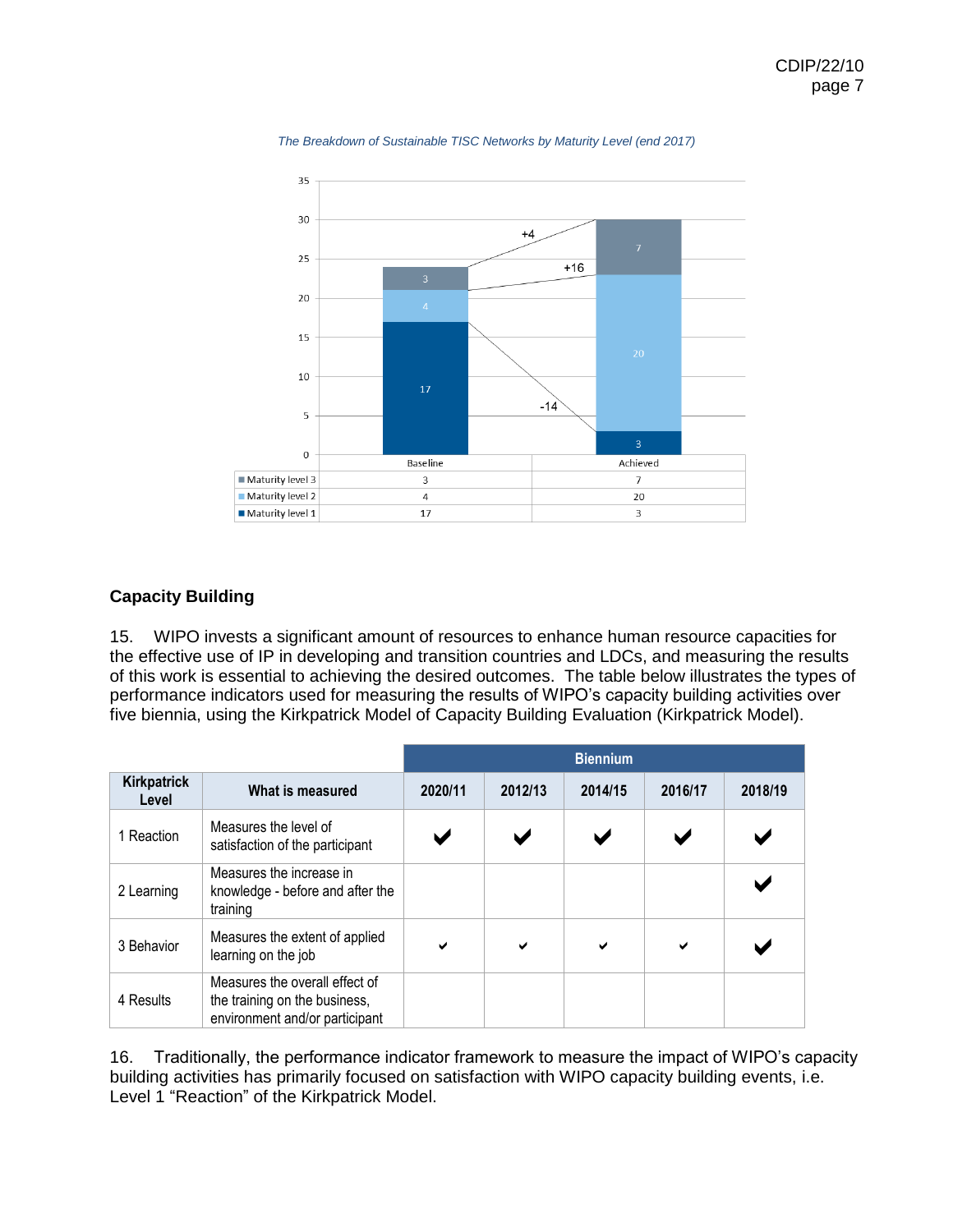*The Breakdown of Sustainable TISC Networks by Maturity Level (end 2017)*

| | Baseline | Achieved |
|---|---|---|
| Maturity level 3 | 3 | 7 |
| Maturity level 2 | 4 | 20 |
| Maturity level 1 | 17 | 3 |

## Capacity Building

15. WIPO invests a significant amount of resources to enhance human resource capacities for the effective use of IP in developing and transition countries and LDCs, and measuring the results of this work is essential to achieving the desired outcomes. The table below illustrates the types of performance indicators used for measuring the results of WIPO's capacity building activities over five biennia, using the Kirkpatrick Model of Capacity Building Evaluation (Kirkpatrick Model).

| | | Biennium | | | | |
|---|---|---|---|---|---|---|
| **Kirkpatrick Level** | **What is measured** | **2020/11** | **2012/13** | **2014/15** | **2016/17** | **2018/19** |
| 1 Reaction | Measures the level of satisfaction of the participant | ✔ | ✔ | ✔ | ✔ | ✔ |
| 2 Learning | Measures the increase in knowledge - before and after the training | | | | | ✔ |
| 3 Behavior | Measures the extent of applied learning on the job | ✔ | ✔ | ✔ | ✔ | ✔ |
| 4 Results | Measures the overall effect of the training on the business, environment and/or participant | | | | | |

16. Traditionally, the performance indicator framework to measure the impact of WIPO's capacity building activities has primarily focused on satisfaction with WIPO capacity building events, i.e. Level 1 "Reaction" of the Kirkpatrick Model.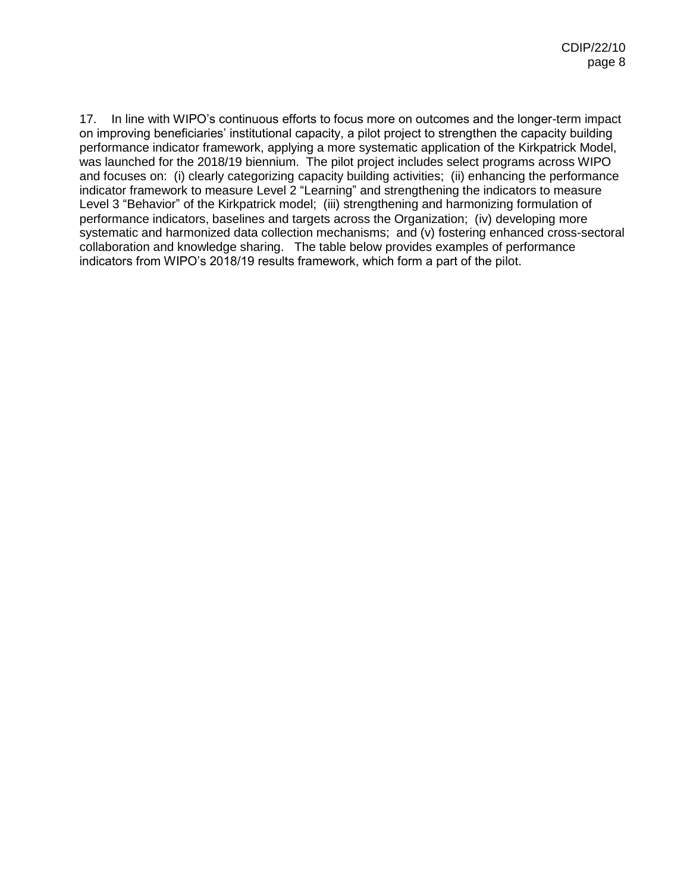17. In line with WIPO's continuous efforts to focus more on outcomes and the longer-term impact on improving beneficiaries' institutional capacity, a pilot project to strengthen the capacity building performance indicator framework, applying a more systematic application of the Kirkpatrick Model, was launched for the 2018/19 biennium. The pilot project includes select programs across WIPO and focuses on: (i) clearly categorizing capacity building activities; (ii) enhancing the performance indicator framework to measure Level 2 "Learning" and strengthening the indicators to measure Level 3 "Behavior" of the Kirkpatrick model; (iii) strengthening and harmonizing formulation of performance indicators, baselines and targets across the Organization; (iv) developing more systematic and harmonized data collection mechanisms; and (v) fostering enhanced cross-sectoral collaboration and knowledge sharing. The table below provides examples of performance indicators from WIPO's 2018/19 results framework, which form a part of the pilot.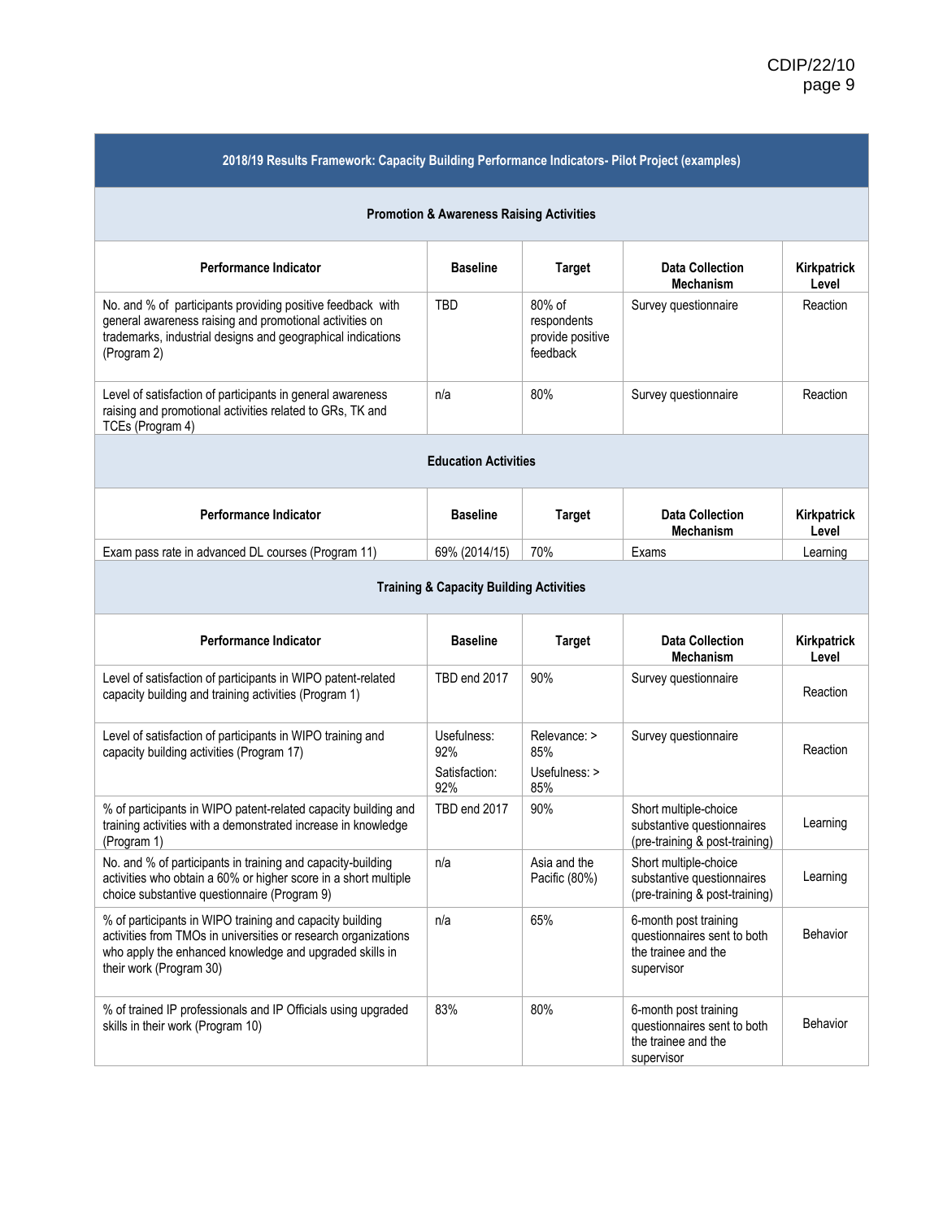| 2018/19 Results Framework: Capacity Building Performance Indicators- Pilot Project (examples) | | | | |
|---|---|---|---|---|
| **Promotion & Awareness Raising Activities** | | | | |
| **Performance Indicator** | **Baseline** | **Target** | **Data Collection Mechanism** | **Kirkpatrick Level** |
| No. and % of participants providing positive feedback with general awareness raising and promotional activities on trademarks, industrial designs and geographical indications (Program 2) | TBD | 80% of respondents provide positive feedback | Survey questionnaire | Reaction |
| Level of satisfaction of participants in general awareness raising and promotional activities related to GRs, TK and TCEs (Program 4) | n/a | 80% | Survey questionnaire | Reaction |
| **Education Activities** | | | | |
| **Performance Indicator** | **Baseline** | **Target** | **Data Collection Mechanism** | **Kirkpatrick Level** |
| Exam pass rate in advanced DL courses (Program 11) | 69% (2014/15) | 70% | Exams | Learning |
| **Training & Capacity Building Activities** | | | | |
| **Performance Indicator** | **Baseline** | **Target** | **Data Collection Mechanism** | **Kirkpatrick Level** |
| Level of satisfaction of participants in WIPO patent-related capacity building and training activities (Program 1) | TBD end 2017 | 90% | Survey questionnaire | Reaction |
| Level of satisfaction of participants in WIPO training and capacity building activities (Program 17) | Usefulness: 92%<br>Satisfaction: 92% | Relevance: > 85%<br>Usefulness: > 85% | Survey questionnaire | Reaction |
| % of participants in WIPO patent-related capacity building and training activities with a demonstrated increase in knowledge (Program 1) | TBD end 2017 | 90% | Short multiple-choice substantive questionnaires (pre-training & post-training) | Learning |
| No. and % of participants in training and capacity-building activities who obtain a 60% or higher score in a short multiple choice substantive questionnaire (Program 9) | n/a | Asia and the Pacific (80%) | Short multiple-choice substantive questionnaires (pre-training & post-training) | Learning |
| % of participants in WIPO training and capacity building activities from TMOs in universities or research organizations who apply the enhanced knowledge and upgraded skills in their work (Program 30) | n/a | 65% | 6-month post training questionnaires sent to both the trainee and the supervisor | Behavior |
| % of trained IP professionals and IP Officials using upgraded skills in their work (Program 10) | 83% | 80% | 6-month post training questionnaires sent to both the trainee and the supervisor | Behavior |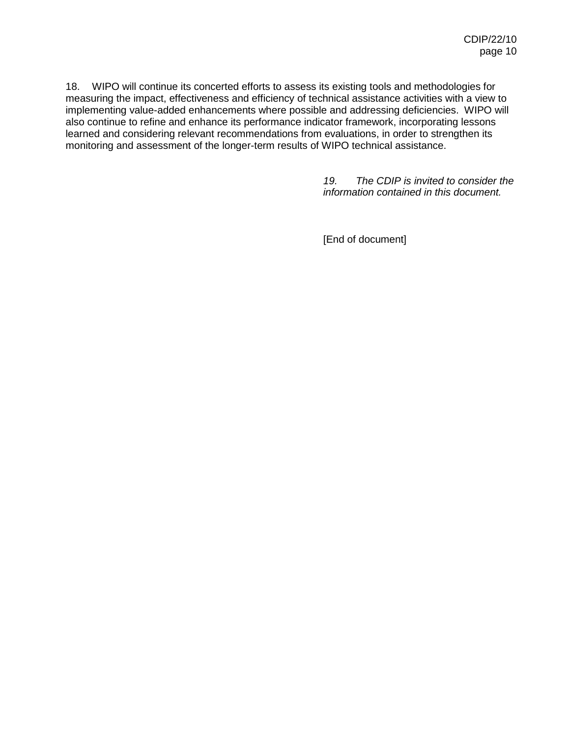18. WIPO will continue its concerted efforts to assess its existing tools and methodologies for measuring the impact, effectiveness and efficiency of technical assistance activities with a view to implementing value-added enhancements where possible and addressing deficiencies. WIPO will also continue to refine and enhance its performance indicator framework, incorporating lessons learned and considering relevant recommendations from evaluations, in order to strengthen its monitoring and assessment of the longer-term results of WIPO technical assistance.

*19. The CDIP is invited to consider the information contained in this document.*

[End of document]